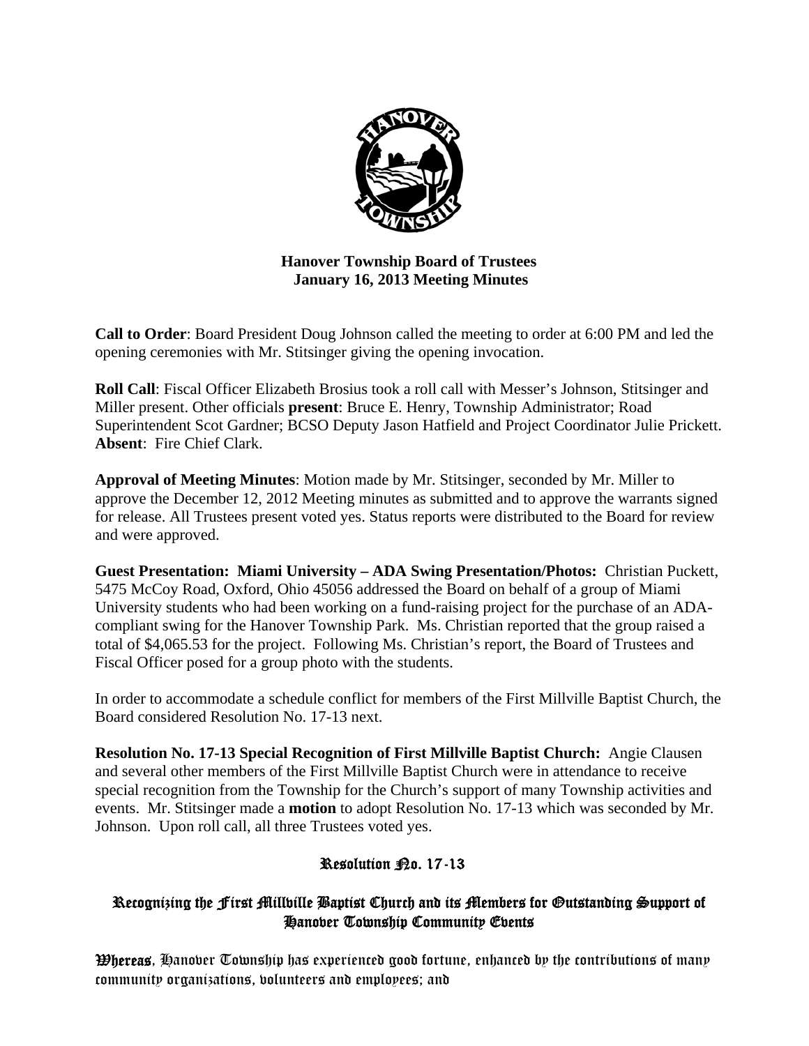**Hanover Township Board of Trustees**
**January 16, 2013 Meeting Minutes**

**Call to Order**: Board President Doug Johnson called the meeting to order at 6:00 PM and led the opening ceremonies with Mr. Stitsinger giving the opening invocation.

**Roll Call**: Fiscal Officer Elizabeth Brosius took a roll call with Messer's Johnson, Stitsinger and Miller present. Other officials **present**: Bruce E. Henry, Township Administrator; Road Superintendent Scot Gardner; BCSO Deputy Jason Hatfield and Project Coordinator Julie Prickett. **Absent**: Fire Chief Clark.

**Approval of Meeting Minutes**: Motion made by Mr. Stitsinger, seconded by Mr. Miller to approve the December 12, 2012 Meeting minutes as submitted and to approve the warrants signed for release. All Trustees present voted yes. Status reports were distributed to the Board for review and were approved.

**Guest Presentation: Miami University – ADA Swing Presentation/Photos:** Christian Puckett, 5475 McCoy Road, Oxford, Ohio 45056 addressed the Board on behalf of a group of Miami University students who had been working on a fund-raising project for the purchase of an ADA-compliant swing for the Hanover Township Park. Ms. Christian reported that the group raised a total of $4,065.53 for the project. Following Ms. Christian's report, the Board of Trustees and Fiscal Officer posed for a group photo with the students.

In order to accommodate a schedule conflict for members of the First Millville Baptist Church, the Board considered Resolution No. 17-13 next.

**Resolution No. 17-13 Special Recognition of First Millville Baptist Church:** Angie Clausen and several other members of the First Millville Baptist Church were in attendance to receive special recognition from the Township for the Church's support of many Township activities and events. Mr. Stitsinger made a **motion** to adopt Resolution No. 17-13 which was seconded by Mr. Johnson. Upon roll call, all three Trustees voted yes.

## Resolution No. 17-13

### Recognizing the First Millville Baptist Church and its Members for Outstanding Support of Hanover Township Community Events

**Whereas**, Hanover Township has experienced good fortune, enhanced by the contributions of many community organizations, volunteers and employees; and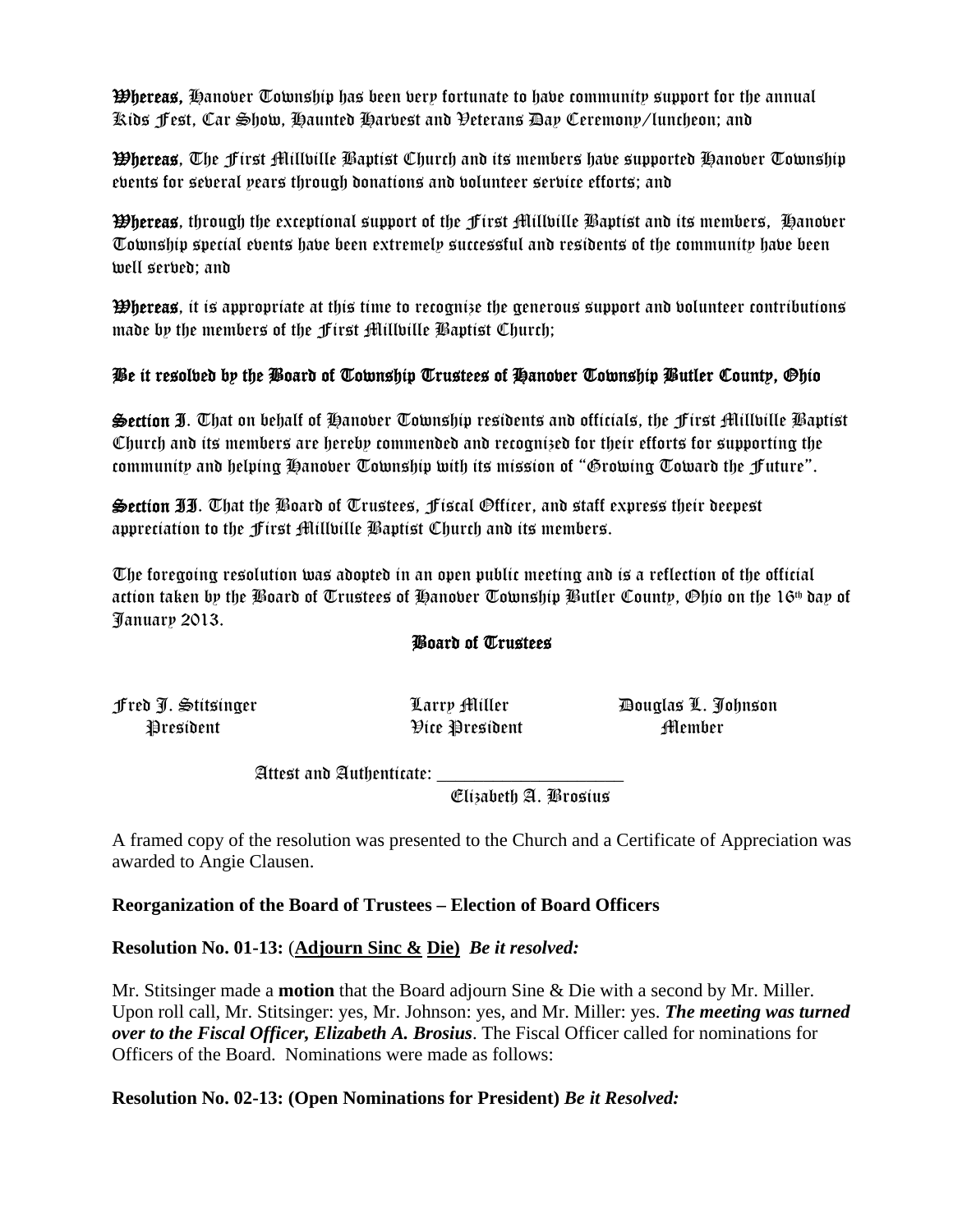**Whereas,** Hanover Township has been very fortunate to have community support for the annual Kids Fest, Car Show, Haunted Harvest and Veterans Day Ceremony/luncheon; and

**Whereas**, The First Millville Baptist Church and its members have supported Hanover Township events for several years through donations and volunteer service efforts; and

**Whereas**, through the exceptional support of the First Millville Baptist and its members, Hanover Township special events have been extremely successful and residents of the community have been well served; and

**Whereas**, it is appropriate at this time to recognize the generous support and volunteer contributions made by the members of the First Millville Baptist Church;

**Be it resolved by the Board of Township Trustees of Hanover Township Butler County, Ohio**

**Section I**. That on behalf of Hanover Township residents and officials, the First Millville Baptist Church and its members are hereby commended and recognized for their efforts for supporting the community and helping Hanover Township with its mission of "Growing Toward the Future".

**Section II**. That the Board of Trustees, Fiscal Officer, and staff express their deepest appreciation to the First Millville Baptist Church and its members.

The foregoing resolution was adopted in an open public meeting and is a reflection of the official action taken by the Board of Trustees of Hanover Township Butler County, Ohio on the 16th day of January 2013.

**Board of Trustees**

Fred J. Stitsinger — President

Larry Miller — Vice President

Douglas L. Johnson — Member

Attest and Authenticate: ____________________
Elizabeth A. Brosius

A framed copy of the resolution was presented to the Church and a Certificate of Appreciation was awarded to Angie Clausen.

**Reorganization of the Board of Trustees – Election of Board Officers**

**Resolution No. 01-13:** (**Adjourn Sinc & Die)** ***Be it resolved:***

Mr. Stitsinger made a **motion** that the Board adjourn Sine & Die with a second by Mr. Miller. Upon roll call, Mr. Stitsinger: yes, Mr. Johnson: yes, and Mr. Miller: yes. ***The meeting was turned over to the Fiscal Officer, Elizabeth A. Brosius***. The Fiscal Officer called for nominations for Officers of the Board. Nominations were made as follows:

**Resolution No. 02-13: (Open Nominations for President)** ***Be it Resolved:***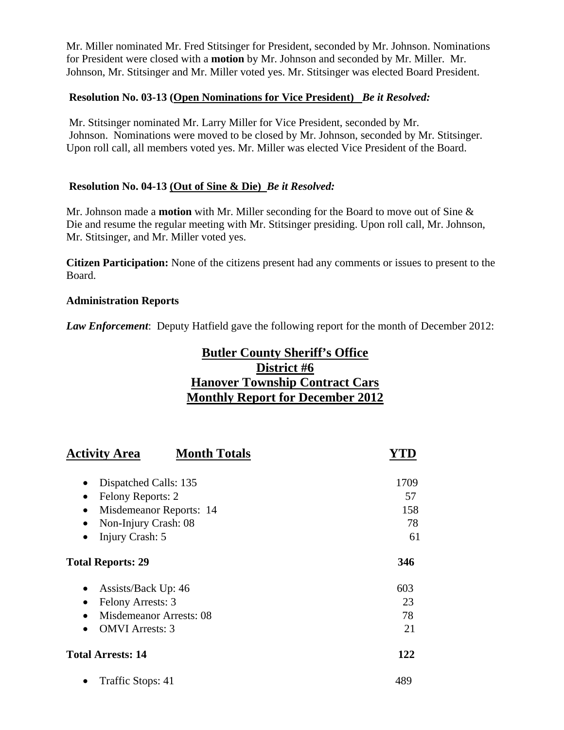Mr. Miller nominated Mr. Fred Stitsinger for President, seconded by Mr. Johnson. Nominations for President were closed with a **motion** by Mr. Johnson and seconded by Mr. Miller. Mr. Johnson, Mr. Stitsinger and Mr. Miller voted yes. Mr. Stitsinger was elected Board President.

**Resolution No. 03-13 (Open Nominations for Vice President)** ***Be it Resolved:***

Mr. Stitsinger nominated Mr. Larry Miller for Vice President, seconded by Mr. Johnson. Nominations were moved to be closed by Mr. Johnson, seconded by Mr. Stitsinger. Upon roll call, all members voted yes. Mr. Miller was elected Vice President of the Board.

**Resolution No. 04-13 (Out of Sine & Die)** ***Be it Resolved:***

Mr. Johnson made a **motion** with Mr. Miller seconding for the Board to move out of Sine & Die and resume the regular meeting with Mr. Stitsinger presiding. Upon roll call, Mr. Johnson, Mr. Stitsinger, and Mr. Miller voted yes.

**Citizen Participation:** None of the citizens present had any comments or issues to present to the Board.

**Administration Reports**

***Law Enforcement***: Deputy Hatfield gave the following report for the month of December 2012:

## Butler County Sheriff's Office
## District #6
## Hanover Township Contract Cars
## Monthly Report for December 2012

| Activity Area / Month Totals | YTD |
|---|---|
| • Dispatched Calls: 135 | 1709 |
| • Felony Reports: 2 | 57 |
| • Misdemeanor Reports: 14 | 158 |
| • Non-Injury Crash: 08 | 78 |
| • Injury Crash: 5 | 61 |
| **Total Reports: 29** | **346** |
| • Assists/Back Up: 46 | 603 |
| • Felony Arrests: 3 | 23 |
| • Misdemeanor Arrests: 08 | 78 |
| • OMVI Arrests: 3 | 21 |
| **Total Arrests: 14** | **122** |
| • Traffic Stops: 41 | 489 |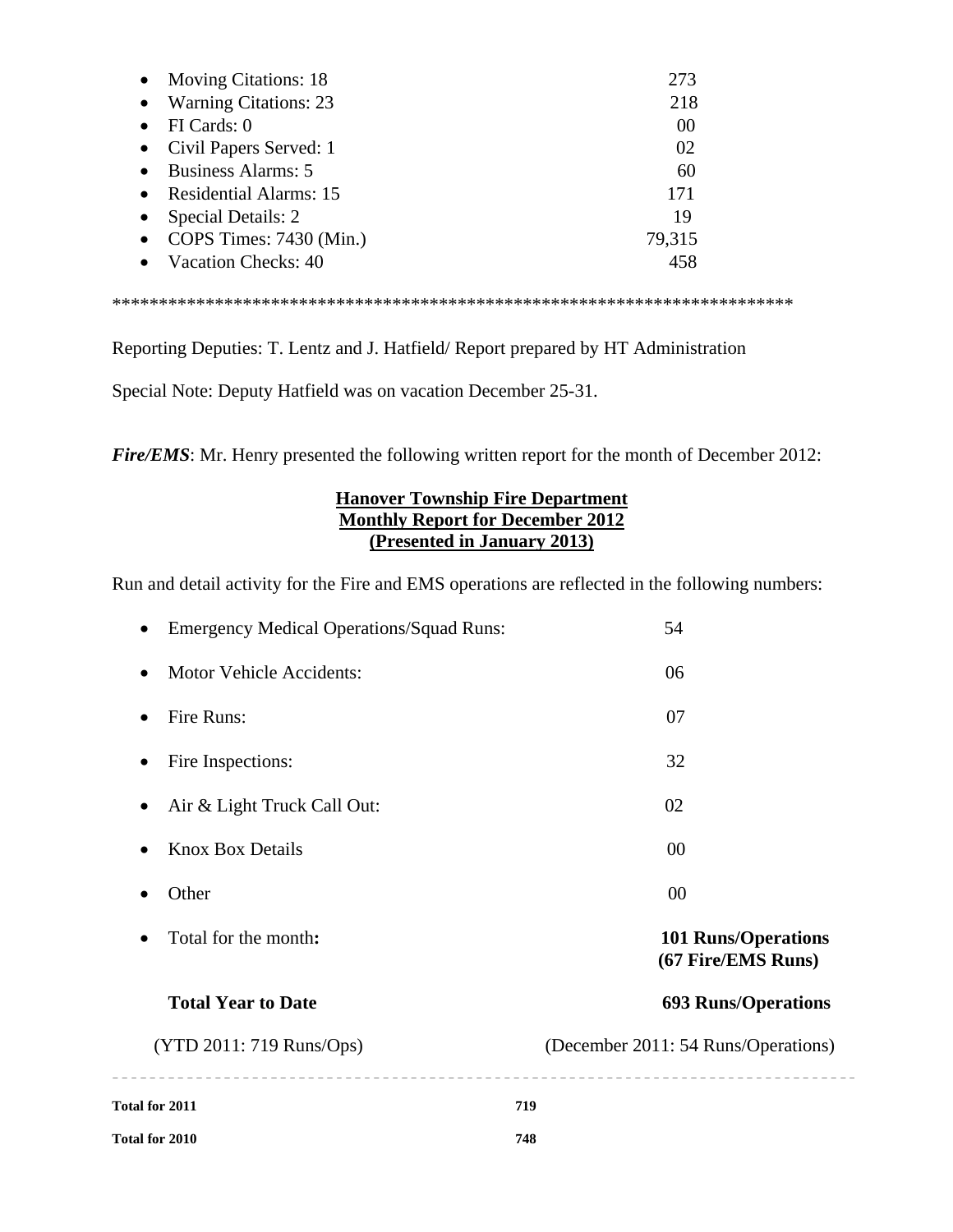- Moving Citations: 18 273
- Warning Citations: 23 218
- FI Cards: 0 00
- Civil Papers Served: 1 02
- Business Alarms: 5 60
- Residential Alarms: 15 171
- Special Details: 2 19
- COPS Times: 7430 (Min.) 79,315
- Vacation Checks: 40 458

**************************************************************************

Reporting Deputies: T. Lentz and J. Hatfield/ Report prepared by HT Administration

Special Note: Deputy Hatfield was on vacation December 25-31.

***Fire/EMS***: Mr. Henry presented the following written report for the month of December 2012:

**<u>Hanover Township Fire Department</u>**
**<u>Monthly Report for December 2012</u>**
**<u>(Presented in January 2013)</u>**

Run and detail activity for the Fire and EMS operations are reflected in the following numbers:

- Emergency Medical Operations/Squad Runs: 54
- Motor Vehicle Accidents: 06
- Fire Runs: 07
- Fire Inspections: 32
- Air & Light Truck Call Out: 02
- Knox Box Details 00
- Other 00
- Total for the month**:** **101 Runs/Operations (67 Fire/EMS Runs)**

**Total Year to Date** **693 Runs/Operations**

(YTD 2011: 719 Runs/Ops) (December 2011: 54 Runs/Operations)

---

| | |
|---|---|
| **Total for 2011** | **719** |
| **Total for 2010** | **748** |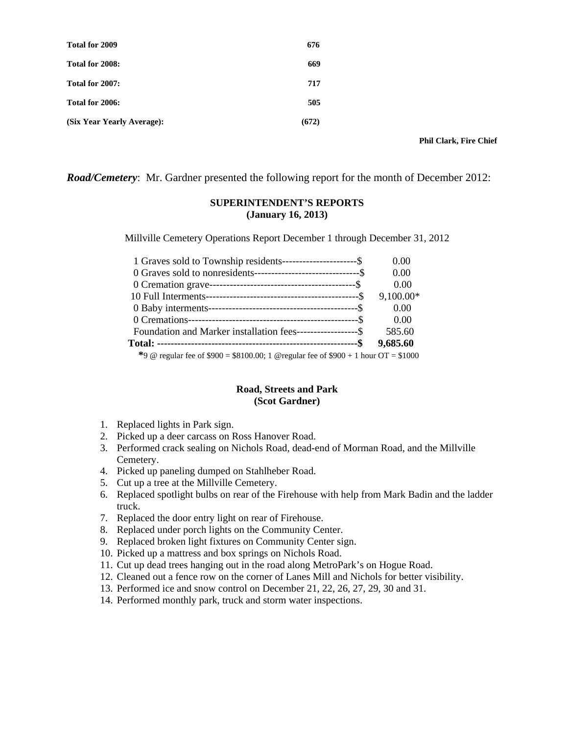| | |
|---|---|
| **Total for 2009** | **676** |
| **Total for 2008:** | **669** |
| **Total for 2007:** | **717** |
| **Total for 2006:** | **505** |
| **(Six Year Yearly Average):** | **(672)** |

**Phil Clark, Fire Chief**

***Road/Cemetery***: Mr. Gardner presented the following report for the month of December 2012:

**SUPERINTENDENT'S REPORTS**
**(January 16, 2013)**

Millville Cemetery Operations Report December 1 through December 31, 2012

| | |
|---|---|
| 1 Graves sold to Township residents----------------------$ | 0.00 |
| 0 Graves sold to nonresidents-------------------------------$ | 0.00 |
| 0 Cremation grave-------------------------------------------$ | 0.00 |
| 10 Full Interments---------------------------------------------$ | 9,100.00* |
| 0 Baby interments--------------------------------------------$ | 0.00 |
| 0 Cremations---------------------------------------------------$ | 0.00 |
| Foundation and Marker installation fees------------------$ | 585.60 |
| **Total: -----------------------------------------------------------$** | **9,685.60** |

*9 @ regular fee of $900 = $8100.00; 1 @regular fee of $900 + 1 hour OT = $1000

**Road, Streets and Park**
**(Scot Gardner)**

1. Replaced lights in Park sign.
2. Picked up a deer carcass on Ross Hanover Road.
3. Performed crack sealing on Nichols Road, dead-end of Morman Road, and the Millville Cemetery.
4. Picked up paneling dumped on Stahlheber Road.
5. Cut up a tree at the Millville Cemetery.
6. Replaced spotlight bulbs on rear of the Firehouse with help from Mark Badin and the ladder truck.
7. Replaced the door entry light on rear of Firehouse.
8. Replaced under porch lights on the Community Center.
9. Replaced broken light fixtures on Community Center sign.
10. Picked up a mattress and box springs on Nichols Road.
11. Cut up dead trees hanging out in the road along MetroPark's on Hogue Road.
12. Cleaned out a fence row on the corner of Lanes Mill and Nichols for better visibility.
13. Performed ice and snow control on December 21, 22, 26, 27, 29, 30 and 31.
14. Performed monthly park, truck and storm water inspections.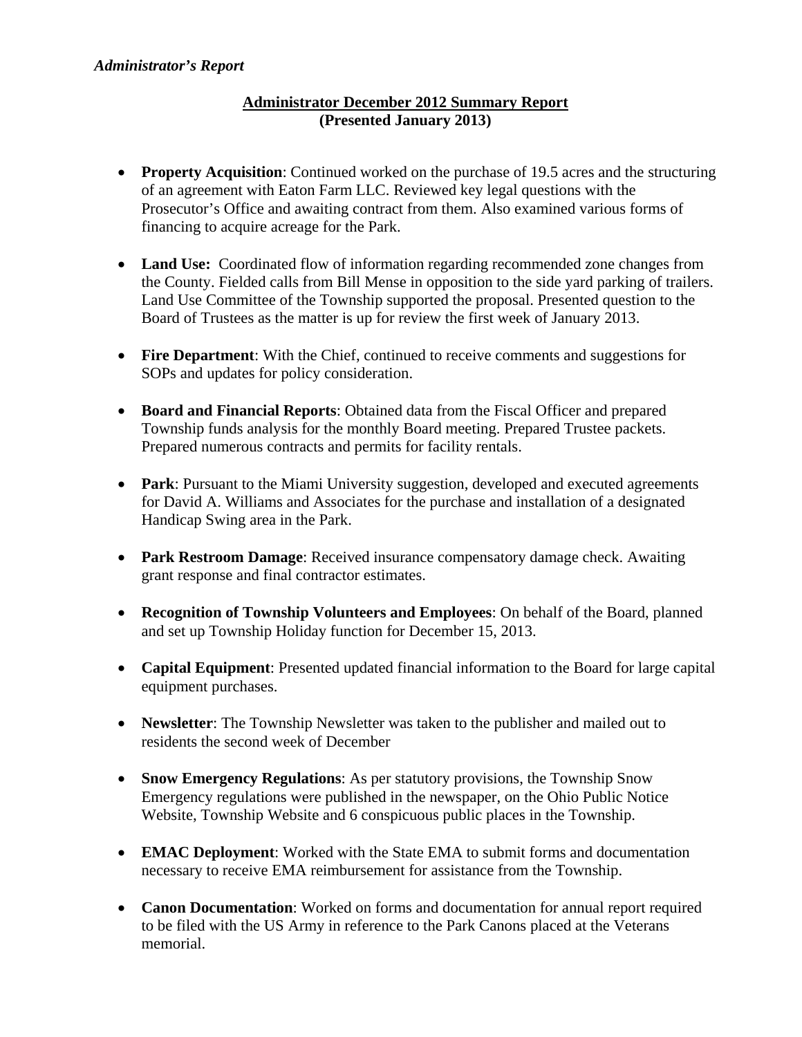*Administrator's Report*

**Administrator December 2012 Summary Report**
**(Presented January 2013)**

- **Property Acquisition**: Continued worked on the purchase of 19.5 acres and the structuring of an agreement with Eaton Farm LLC. Reviewed key legal questions with the Prosecutor's Office and awaiting contract from them. Also examined various forms of financing to acquire acreage for the Park.

- **Land Use:** Coordinated flow of information regarding recommended zone changes from the County. Fielded calls from Bill Mense in opposition to the side yard parking of trailers. Land Use Committee of the Township supported the proposal. Presented question to the Board of Trustees as the matter is up for review the first week of January 2013.

- **Fire Department**: With the Chief, continued to receive comments and suggestions for SOPs and updates for policy consideration.

- **Board and Financial Reports**: Obtained data from the Fiscal Officer and prepared Township funds analysis for the monthly Board meeting. Prepared Trustee packets. Prepared numerous contracts and permits for facility rentals.

- **Park**: Pursuant to the Miami University suggestion, developed and executed agreements for David A. Williams and Associates for the purchase and installation of a designated Handicap Swing area in the Park.

- **Park Restroom Damage**: Received insurance compensatory damage check. Awaiting grant response and final contractor estimates.

- **Recognition of Township Volunteers and Employees**: On behalf of the Board, planned and set up Township Holiday function for December 15, 2013.

- **Capital Equipment**: Presented updated financial information to the Board for large capital equipment purchases.

- **Newsletter**: The Township Newsletter was taken to the publisher and mailed out to residents the second week of December

- **Snow Emergency Regulations**: As per statutory provisions, the Township Snow Emergency regulations were published in the newspaper, on the Ohio Public Notice Website, Township Website and 6 conspicuous public places in the Township.

- **EMAC Deployment**: Worked with the State EMA to submit forms and documentation necessary to receive EMA reimbursement for assistance from the Township.

- **Canon Documentation**: Worked on forms and documentation for annual report required to be filed with the US Army in reference to the Park Canons placed at the Veterans memorial.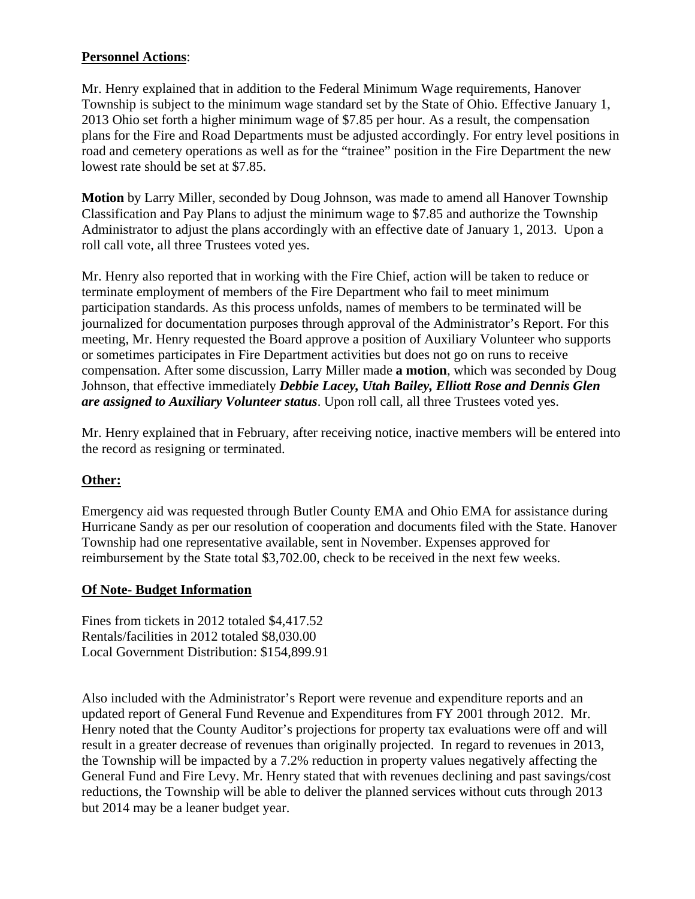**Personnel Actions**:

Mr. Henry explained that in addition to the Federal Minimum Wage requirements, Hanover Township is subject to the minimum wage standard set by the State of Ohio. Effective January 1, 2013 Ohio set forth a higher minimum wage of $7.85 per hour. As a result, the compensation plans for the Fire and Road Departments must be adjusted accordingly. For entry level positions in road and cemetery operations as well as for the "trainee" position in the Fire Department the new lowest rate should be set at $7.85.

**Motion** by Larry Miller, seconded by Doug Johnson, was made to amend all Hanover Township Classification and Pay Plans to adjust the minimum wage to $7.85 and authorize the Township Administrator to adjust the plans accordingly with an effective date of January 1, 2013. Upon a roll call vote, all three Trustees voted yes.

Mr. Henry also reported that in working with the Fire Chief, action will be taken to reduce or terminate employment of members of the Fire Department who fail to meet minimum participation standards. As this process unfolds, names of members to be terminated will be journalized for documentation purposes through approval of the Administrator's Report. For this meeting, Mr. Henry requested the Board approve a position of Auxiliary Volunteer who supports or sometimes participates in Fire Department activities but does not go on runs to receive compensation. After some discussion, Larry Miller made **a motion**, which was seconded by Doug Johnson, that effective immediately ***Debbie Lacey, Utah Bailey, Elliott Rose and Dennis Glen are assigned to Auxiliary Volunteer status***. Upon roll call, all three Trustees voted yes.

Mr. Henry explained that in February, after receiving notice, inactive members will be entered into the record as resigning or terminated.

**Other:**

Emergency aid was requested through Butler County EMA and Ohio EMA for assistance during Hurricane Sandy as per our resolution of cooperation and documents filed with the State. Hanover Township had one representative available, sent in November. Expenses approved for reimbursement by the State total $3,702.00, check to be received in the next few weeks.

**Of Note- Budget Information**

Fines from tickets in 2012 totaled $4,417.52
Rentals/facilities in 2012 totaled $8,030.00
Local Government Distribution: $154,899.91

Also included with the Administrator's Report were revenue and expenditure reports and an updated report of General Fund Revenue and Expenditures from FY 2001 through 2012. Mr. Henry noted that the County Auditor's projections for property tax evaluations were off and will result in a greater decrease of revenues than originally projected. In regard to revenues in 2013, the Township will be impacted by a 7.2% reduction in property values negatively affecting the General Fund and Fire Levy. Mr. Henry stated that with revenues declining and past savings/cost reductions, the Township will be able to deliver the planned services without cuts through 2013 but 2014 may be a leaner budget year.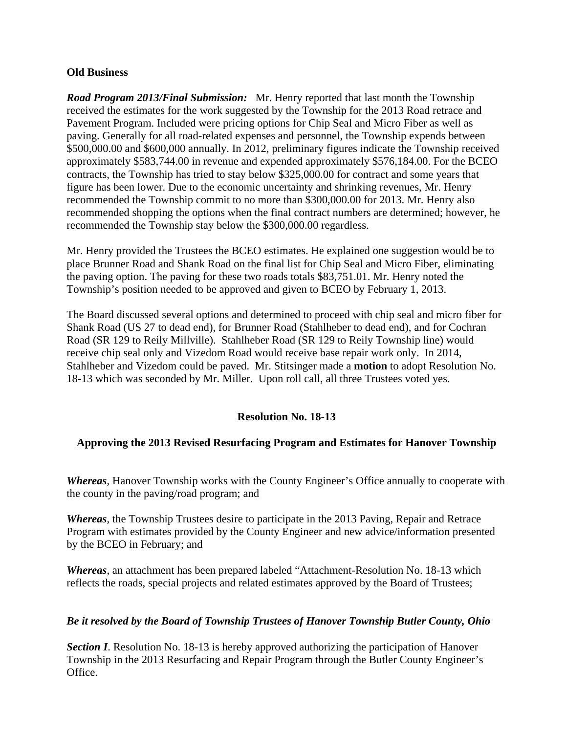**Old Business**

***Road Program 2013/Final Submission:*** Mr. Henry reported that last month the Township received the estimates for the work suggested by the Township for the 2013 Road retrace and Pavement Program. Included were pricing options for Chip Seal and Micro Fiber as well as paving. Generally for all road-related expenses and personnel, the Township expends between \$500,000.00 and \$600,000 annually. In 2012, preliminary figures indicate the Township received approximately \$583,744.00 in revenue and expended approximately \$576,184.00. For the BCEO contracts, the Township has tried to stay below \$325,000.00 for contract and some years that figure has been lower. Due to the economic uncertainty and shrinking revenues, Mr. Henry recommended the Township commit to no more than \$300,000.00 for 2013. Mr. Henry also recommended shopping the options when the final contract numbers are determined; however, he recommended the Township stay below the \$300,000.00 regardless.

Mr. Henry provided the Trustees the BCEO estimates. He explained one suggestion would be to place Brunner Road and Shank Road on the final list for Chip Seal and Micro Fiber, eliminating the paving option. The paving for these two roads totals \$83,751.01. Mr. Henry noted the Township's position needed to be approved and given to BCEO by February 1, 2013.

The Board discussed several options and determined to proceed with chip seal and micro fiber for Shank Road (US 27 to dead end), for Brunner Road (Stahlheber to dead end), and for Cochran Road (SR 129 to Reily Millville). Stahlheber Road (SR 129 to Reily Township line) would receive chip seal only and Vizedom Road would receive base repair work only. In 2014, Stahlheber and Vizedom could be paved. Mr. Stitsinger made a **motion** to adopt Resolution No. 18-13 which was seconded by Mr. Miller. Upon roll call, all three Trustees voted yes.

**Resolution No. 18-13**

**Approving the 2013 Revised Resurfacing Program and Estimates for Hanover Township**

***Whereas***, Hanover Township works with the County Engineer's Office annually to cooperate with the county in the paving/road program; and

***Whereas***, the Township Trustees desire to participate in the 2013 Paving, Repair and Retrace Program with estimates provided by the County Engineer and new advice/information presented by the BCEO in February; and

***Whereas***, an attachment has been prepared labeled "Attachment-Resolution No. 18-13 which reflects the roads, special projects and related estimates approved by the Board of Trustees;

***Be it resolved by the Board of Township Trustees of Hanover Township Butler County, Ohio***

***Section I***. Resolution No. 18-13 is hereby approved authorizing the participation of Hanover Township in the 2013 Resurfacing and Repair Program through the Butler County Engineer's Office.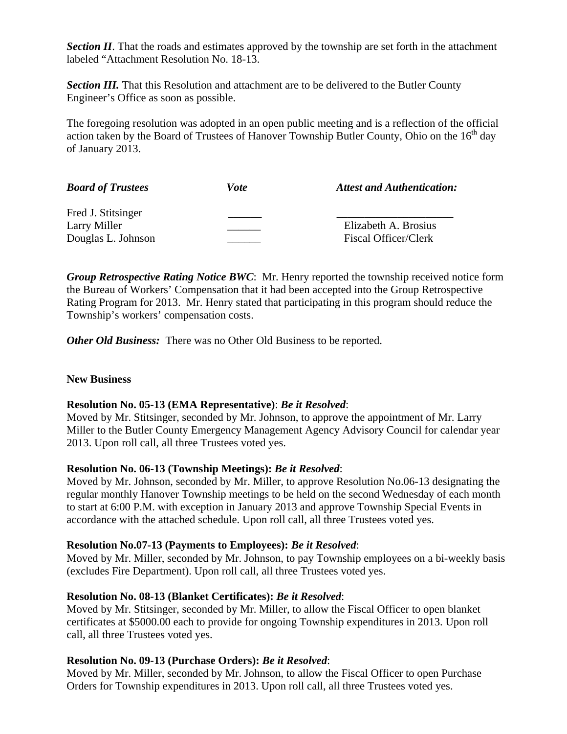***Section II***. That the roads and estimates approved by the township are set forth in the attachment labeled "Attachment Resolution No. 18-13.

***Section III.*** That this Resolution and attachment are to be delivered to the Butler County Engineer's Office as soon as possible.

The foregoing resolution was adopted in an open public meeting and is a reflection of the official action taken by the Board of Trustees of Hanover Township Butler County, Ohio on the 16th day of January 2013.

| ***Board of Trustees*** | ***Vote*** | ***Attest and Authentication:*** |
|---|---|---|
| Fred J. Stitsinger | ______ | ____________________ |
| Larry Miller | ______ | Elizabeth A. Brosius |
| Douglas L. Johnson | ______ | Fiscal Officer/Clerk |

***Group Retrospective Rating Notice BWC***: Mr. Henry reported the township received notice form the Bureau of Workers' Compensation that it had been accepted into the Group Retrospective Rating Program for 2013. Mr. Henry stated that participating in this program should reduce the Township's workers' compensation costs.

***Other Old Business:*** There was no Other Old Business to be reported.

**New Business**

**Resolution No. 05-13 (EMA Representative)**: ***Be it Resolved***:
Moved by Mr. Stitsinger, seconded by Mr. Johnson, to approve the appointment of Mr. Larry Miller to the Butler County Emergency Management Agency Advisory Council for calendar year 2013. Upon roll call, all three Trustees voted yes.

**Resolution No. 06-13 (Township Meetings):** ***Be it Resolved***:
Moved by Mr. Johnson, seconded by Mr. Miller, to approve Resolution No.06-13 designating the regular monthly Hanover Township meetings to be held on the second Wednesday of each month to start at 6:00 P.M. with exception in January 2013 and approve Township Special Events in accordance with the attached schedule. Upon roll call, all three Trustees voted yes.

**Resolution No.07-13 (Payments to Employees):** ***Be it Resolved***:
Moved by Mr. Miller, seconded by Mr. Johnson, to pay Township employees on a bi-weekly basis (excludes Fire Department). Upon roll call, all three Trustees voted yes.

**Resolution No. 08-13 (Blanket Certificates):** ***Be it Resolved***:
Moved by Mr. Stitsinger, seconded by Mr. Miller, to allow the Fiscal Officer to open blanket certificates at $5000.00 each to provide for ongoing Township expenditures in 2013. Upon roll call, all three Trustees voted yes.

**Resolution No. 09-13 (Purchase Orders):** ***Be it Resolved***:
Moved by Mr. Miller, seconded by Mr. Johnson, to allow the Fiscal Officer to open Purchase Orders for Township expenditures in 2013. Upon roll call, all three Trustees voted yes.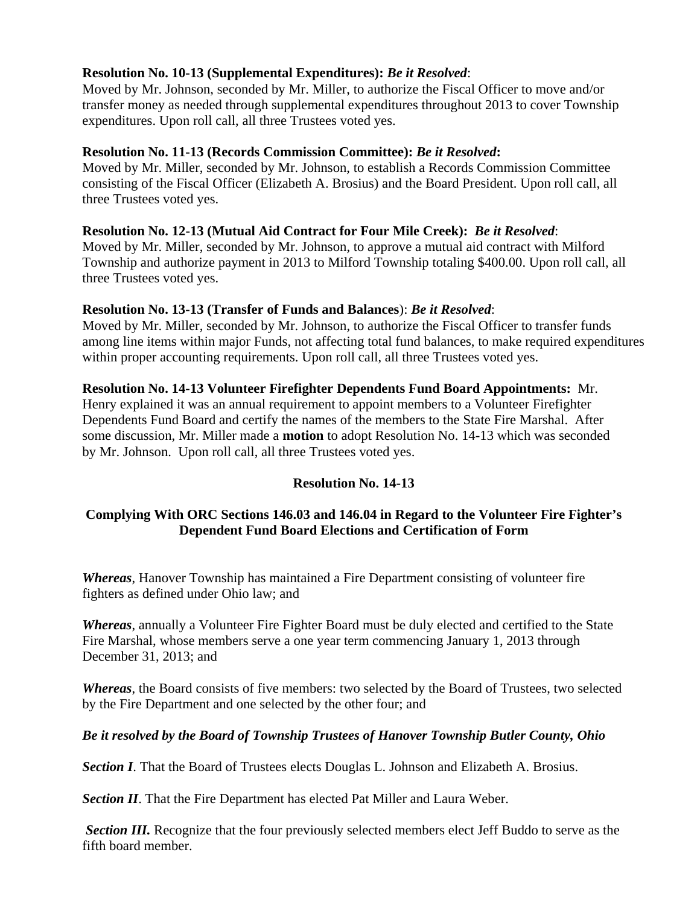**Resolution No. 10-13 (Supplemental Expenditures):** ***Be it Resolved***:
Moved by Mr. Johnson, seconded by Mr. Miller, to authorize the Fiscal Officer to move and/or transfer money as needed through supplemental expenditures throughout 2013 to cover Township expenditures. Upon roll call, all three Trustees voted yes.

**Resolution No. 11-13 (Records Commission Committee):** ***Be it Resolved*****:**
Moved by Mr. Miller, seconded by Mr. Johnson, to establish a Records Commission Committee consisting of the Fiscal Officer (Elizabeth A. Brosius) and the Board President. Upon roll call, all three Trustees voted yes.

**Resolution No. 12-13 (Mutual Aid Contract for Four Mile Creek):** ***Be it Resolved***:
Moved by Mr. Miller, seconded by Mr. Johnson, to approve a mutual aid contract with Milford Township and authorize payment in 2013 to Milford Township totaling $400.00. Upon roll call, all three Trustees voted yes.

**Resolution No. 13-13 (Transfer of Funds and Balances**): ***Be it Resolved***:
Moved by Mr. Miller, seconded by Mr. Johnson, to authorize the Fiscal Officer to transfer funds among line items within major Funds, not affecting total fund balances, to make required expenditures within proper accounting requirements. Upon roll call, all three Trustees voted yes.

**Resolution No. 14-13 Volunteer Firefighter Dependents Fund Board Appointments:** Mr. Henry explained it was an annual requirement to appoint members to a Volunteer Firefighter Dependents Fund Board and certify the names of the members to the State Fire Marshal. After some discussion, Mr. Miller made a **motion** to adopt Resolution No. 14-13 which was seconded by Mr. Johnson. Upon roll call, all three Trustees voted yes.

**Resolution No. 14-13**

**Complying With ORC Sections 146.03 and 146.04 in Regard to the Volunteer Fire Fighter's Dependent Fund Board Elections and Certification of Form**

***Whereas***, Hanover Township has maintained a Fire Department consisting of volunteer fire fighters as defined under Ohio law; and

***Whereas***, annually a Volunteer Fire Fighter Board must be duly elected and certified to the State Fire Marshal, whose members serve a one year term commencing January 1, 2013 through December 31, 2013; and

***Whereas***, the Board consists of five members: two selected by the Board of Trustees, two selected by the Fire Department and one selected by the other four; and

***Be it resolved by the Board of Township Trustees of Hanover Township Butler County, Ohio***

***Section I***. That the Board of Trustees elects Douglas L. Johnson and Elizabeth A. Brosius.

***Section II***. That the Fire Department has elected Pat Miller and Laura Weber.

***Section III.*** Recognize that the four previously selected members elect Jeff Buddo to serve as the fifth board member.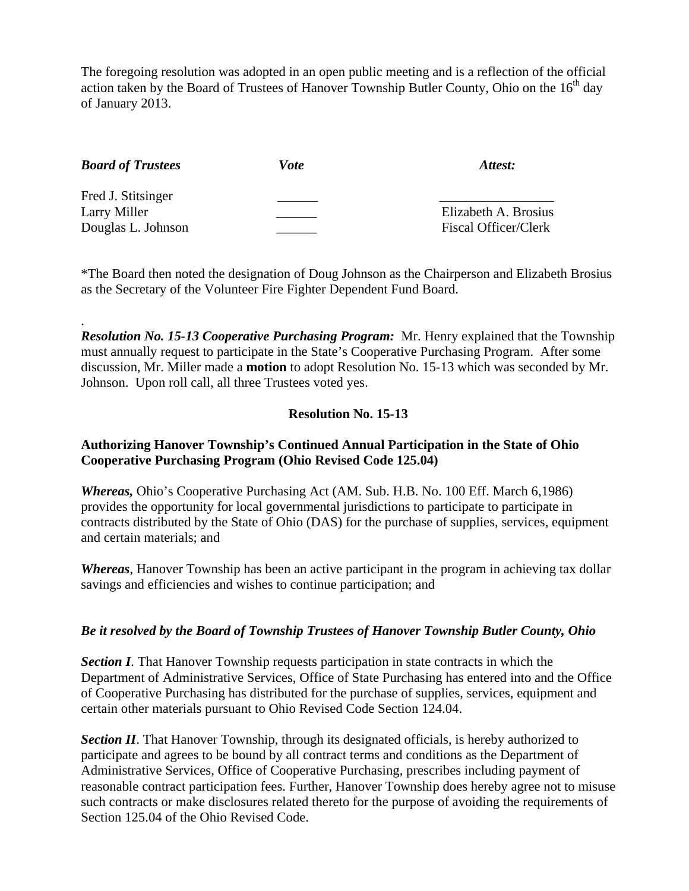The foregoing resolution was adopted in an open public meeting and is a reflection of the official action taken by the Board of Trustees of Hanover Township Butler County, Ohio on the 16th day of January 2013.

| ***Board of Trustees*** | ***Vote*** | ***Attest:*** |
|---|---|---|
| Fred J. Stitsinger | ______ | _________________ |
| Larry Miller | ______ | Elizabeth A. Brosius |
| Douglas L. Johnson | ______ | Fiscal Officer/Clerk |

*The Board then noted the designation of Doug Johnson as the Chairperson and Elizabeth Brosius as the Secretary of the Volunteer Fire Fighter Dependent Fund Board.

.

***Resolution No. 15-13 Cooperative Purchasing Program:*** Mr. Henry explained that the Township must annually request to participate in the State's Cooperative Purchasing Program. After some discussion, Mr. Miller made a **motion** to adopt Resolution No. 15-13 which was seconded by Mr. Johnson. Upon roll call, all three Trustees voted yes.

**Resolution No. 15-13**

**Authorizing Hanover Township's Continued Annual Participation in the State of Ohio Cooperative Purchasing Program (Ohio Revised Code 125.04)**

***Whereas,*** Ohio's Cooperative Purchasing Act (AM. Sub. H.B. No. 100 Eff. March 6,1986) provides the opportunity for local governmental jurisdictions to participate to participate in contracts distributed by the State of Ohio (DAS) for the purchase of supplies, services, equipment and certain materials; and

***Whereas***, Hanover Township has been an active participant in the program in achieving tax dollar savings and efficiencies and wishes to continue participation; and

***Be it resolved by the Board of Township Trustees of Hanover Township Butler County, Ohio***

***Section I***. That Hanover Township requests participation in state contracts in which the Department of Administrative Services, Office of State Purchasing has entered into and the Office of Cooperative Purchasing has distributed for the purchase of supplies, services, equipment and certain other materials pursuant to Ohio Revised Code Section 124.04.

***Section II***. That Hanover Township, through its designated officials, is hereby authorized to participate and agrees to be bound by all contract terms and conditions as the Department of Administrative Services, Office of Cooperative Purchasing, prescribes including payment of reasonable contract participation fees. Further, Hanover Township does hereby agree not to misuse such contracts or make disclosures related thereto for the purpose of avoiding the requirements of Section 125.04 of the Ohio Revised Code.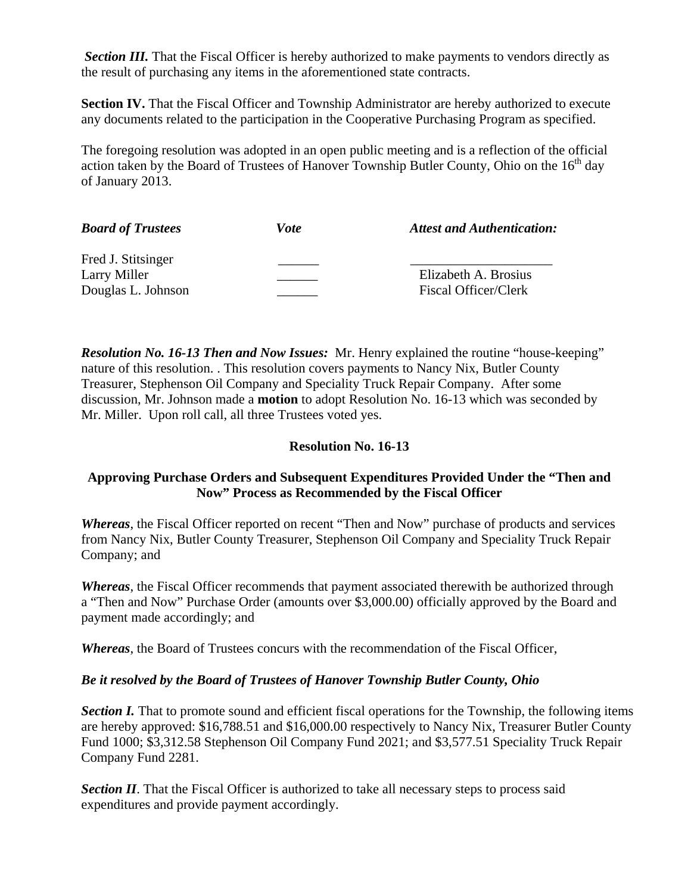***Section III.*** That the Fiscal Officer is hereby authorized to make payments to vendors directly as the result of purchasing any items in the aforementioned state contracts.

**Section IV.** That the Fiscal Officer and Township Administrator are hereby authorized to execute any documents related to the participation in the Cooperative Purchasing Program as specified.

The foregoing resolution was adopted in an open public meeting and is a reflection of the official action taken by the Board of Trustees of Hanover Township Butler County, Ohio on the 16th day of January 2013.

| ***Board of Trustees*** | ***Vote*** | ***Attest and Authentication:*** |
|---|---|---|
| Fred J. Stitsinger | ______ | ____________________ |
| Larry Miller | ______ | Elizabeth A. Brosius |
| Douglas L. Johnson | ______ | Fiscal Officer/Clerk |

***Resolution No. 16-13 Then and Now Issues:*** Mr. Henry explained the routine "house-keeping" nature of this resolution. . This resolution covers payments to Nancy Nix, Butler County Treasurer, Stephenson Oil Company and Speciality Truck Repair Company. After some discussion, Mr. Johnson made a **motion** to adopt Resolution No. 16-13 which was seconded by Mr. Miller. Upon roll call, all three Trustees voted yes.

**Resolution No. 16-13**

**Approving Purchase Orders and Subsequent Expenditures Provided Under the "Then and Now" Process as Recommended by the Fiscal Officer**

***Whereas***, the Fiscal Officer reported on recent "Then and Now" purchase of products and services from Nancy Nix, Butler County Treasurer, Stephenson Oil Company and Speciality Truck Repair Company; and

***Whereas***, the Fiscal Officer recommends that payment associated therewith be authorized through a "Then and Now" Purchase Order (amounts over $3,000.00) officially approved by the Board and payment made accordingly; and

***Whereas***, the Board of Trustees concurs with the recommendation of the Fiscal Officer,

***Be it resolved by the Board of Trustees of Hanover Township Butler County, Ohio***

***Section I.*** That to promote sound and efficient fiscal operations for the Township, the following items are hereby approved: $16,788.51 and $16,000.00 respectively to Nancy Nix, Treasurer Butler County Fund 1000; $3,312.58 Stephenson Oil Company Fund 2021; and $3,577.51 Speciality Truck Repair Company Fund 2281.

***Section II***. That the Fiscal Officer is authorized to take all necessary steps to process said expenditures and provide payment accordingly.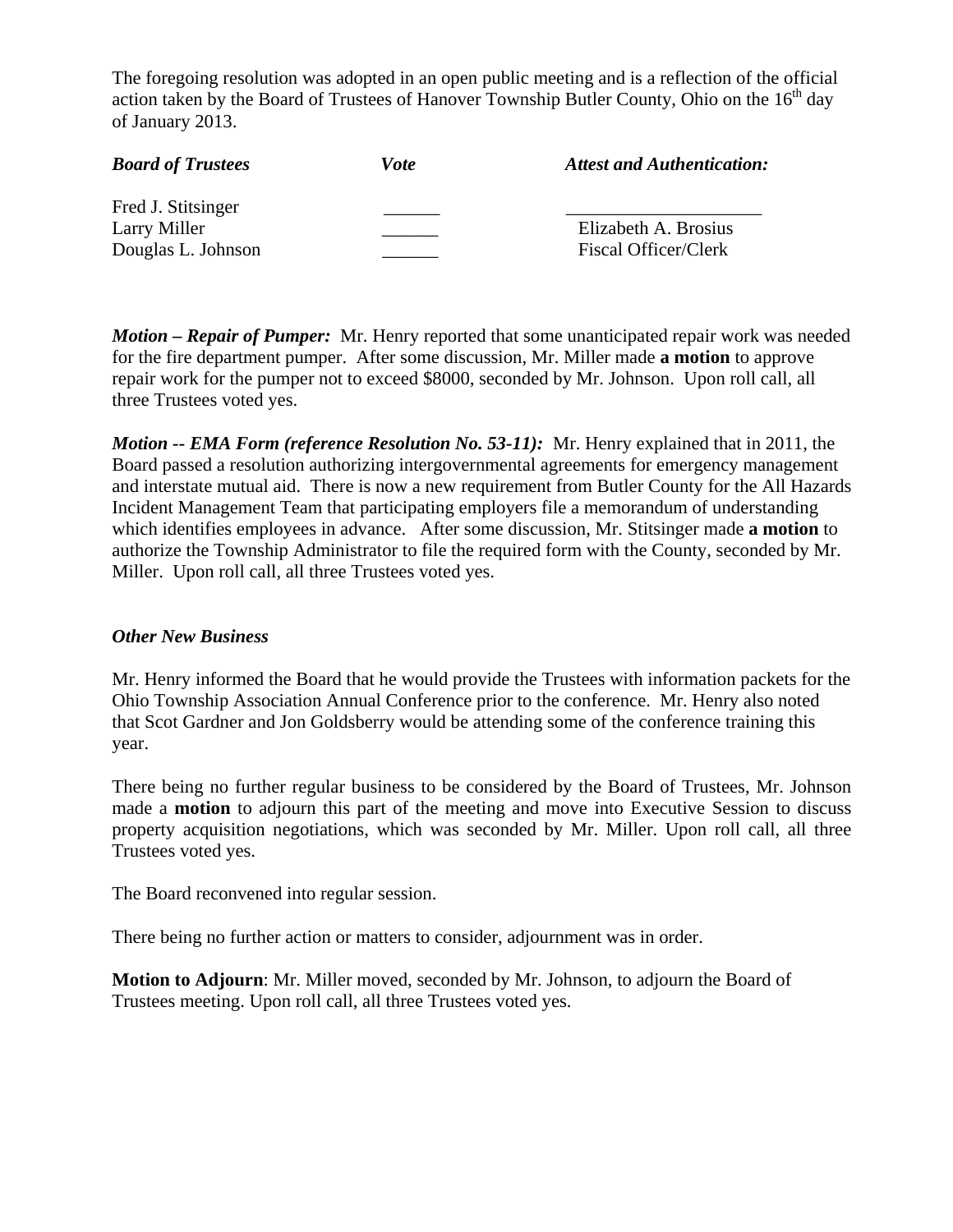The foregoing resolution was adopted in an open public meeting and is a reflection of the official action taken by the Board of Trustees of Hanover Township Butler County, Ohio on the 16th day of January 2013.

| ***Board of Trustees*** | ***Vote*** | ***Attest and Authentication:*** |
|---|---|---|
| Fred J. Stitsinger | ______ | ____________________ |
| Larry Miller | ______ | Elizabeth A. Brosius |
| Douglas L. Johnson | ______ | Fiscal Officer/Clerk |

***Motion – Repair of Pumper:*** Mr. Henry reported that some unanticipated repair work was needed for the fire department pumper. After some discussion, Mr. Miller made **a motion** to approve repair work for the pumper not to exceed $8000, seconded by Mr. Johnson. Upon roll call, all three Trustees voted yes.

***Motion -- EMA Form (reference Resolution No. 53-11):*** Mr. Henry explained that in 2011, the Board passed a resolution authorizing intergovernmental agreements for emergency management and interstate mutual aid. There is now a new requirement from Butler County for the All Hazards Incident Management Team that participating employers file a memorandum of understanding which identifies employees in advance. After some discussion, Mr. Stitsinger made **a motion** to authorize the Township Administrator to file the required form with the County, seconded by Mr. Miller. Upon roll call, all three Trustees voted yes.

***Other New Business***

Mr. Henry informed the Board that he would provide the Trustees with information packets for the Ohio Township Association Annual Conference prior to the conference. Mr. Henry also noted that Scot Gardner and Jon Goldsberry would be attending some of the conference training this year.

There being no further regular business to be considered by the Board of Trustees, Mr. Johnson made a **motion** to adjourn this part of the meeting and move into Executive Session to discuss property acquisition negotiations, which was seconded by Mr. Miller. Upon roll call, all three Trustees voted yes.

The Board reconvened into regular session.

There being no further action or matters to consider, adjournment was in order.

**Motion to Adjourn**: Mr. Miller moved, seconded by Mr. Johnson, to adjourn the Board of Trustees meeting. Upon roll call, all three Trustees voted yes.